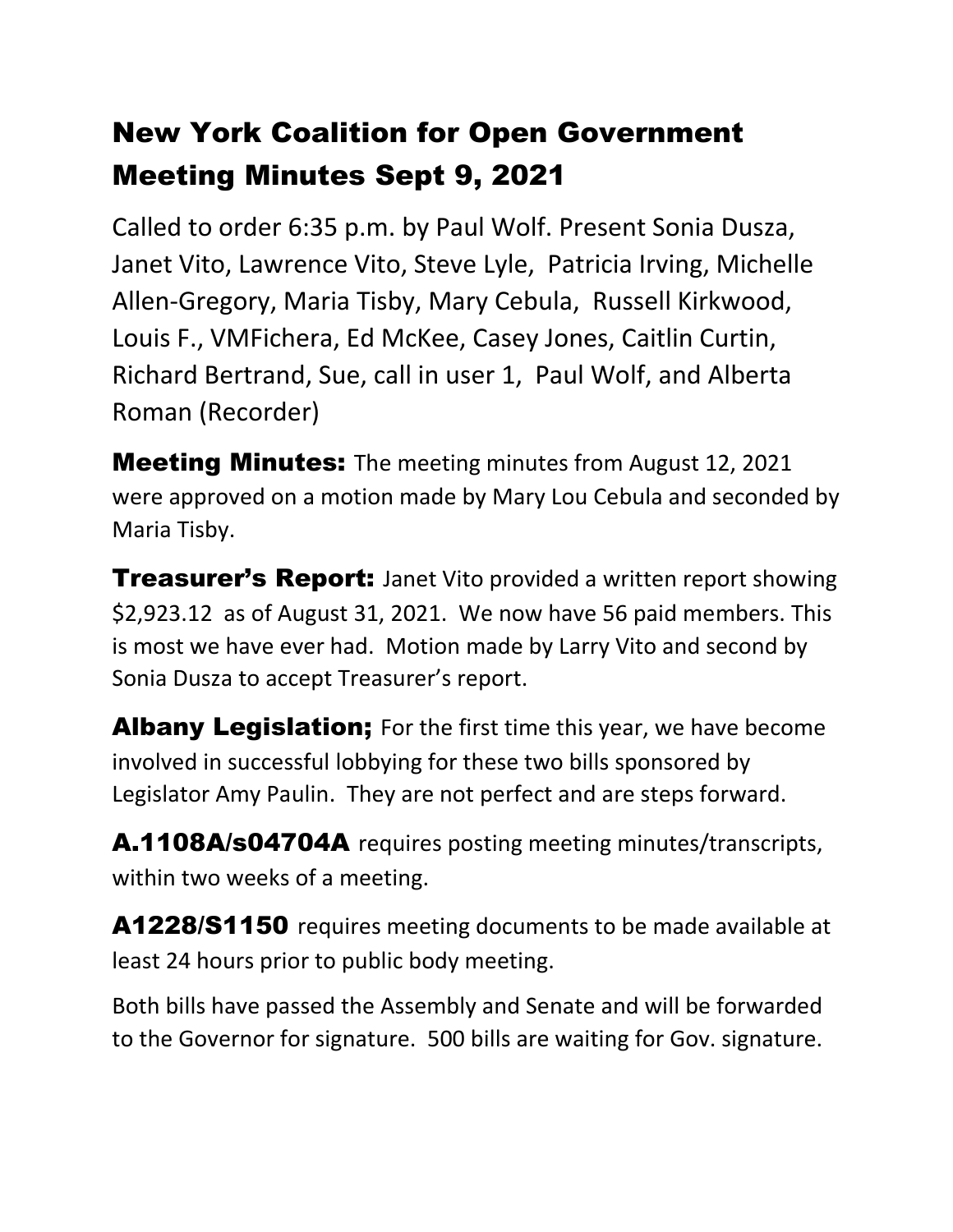# New York Coalition for Open Government Meeting Minutes Sept 9, 2021

Called to order 6:35 p.m. by Paul Wolf. Present Sonia Dusza, Janet Vito, Lawrence Vito, Steve Lyle, Patricia Irving, Michelle Allen-Gregory, Maria Tisby, Mary Cebula, Russell Kirkwood, Louis F., VMFichera, Ed McKee, Casey Jones, Caitlin Curtin, Richard Bertrand, Sue, call in user 1, Paul Wolf, and Alberta Roman (Recorder)

**Meeting Minutes:** The meeting minutes from August 12, 2021 were approved on a motion made by Mary Lou Cebula and seconded by Maria Tisby.

**Treasurer's Report:** Janet Vito provided a written report showing $2,923.12 as of August 31, 2021. We now have 56 paid members. This is most we have ever had. Motion made by Larry Vito and second by Sonia Dusza to accept Treasurer's report.

**Albany Legislation;** For the first time this year, we have become involved in successful lobbying for these two bills sponsored by Legislator Amy Paulin. They are not perfect and are steps forward.

**A.1108A/s04704A** requires posting meeting minutes/transcripts, within two weeks of a meeting.

**A1228/S1150** requires meeting documents to be made available at least 24 hours prior to public body meeting.

Both bills have passed the Assembly and Senate and will be forwarded to the Governor for signature. 500 bills are waiting for Gov. signature.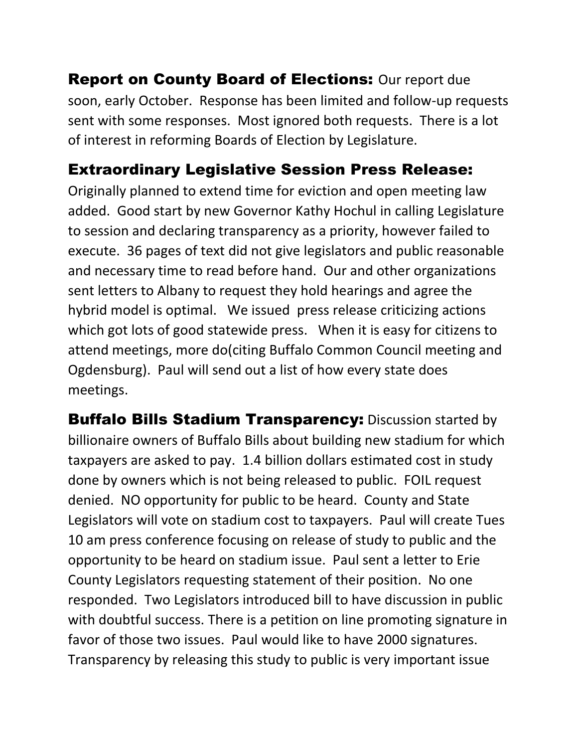**Report on County Board of Elections:** Our report due soon, early October. Response has been limited and follow-up requests sent with some responses. Most ignored both requests. There is a lot of interest in reforming Boards of Election by Legislature.

**Extraordinary Legislative Session Press Release:** Originally planned to extend time for eviction and open meeting law added. Good start by new Governor Kathy Hochul in calling Legislature to session and declaring transparency as a priority, however failed to execute. 36 pages of text did not give legislators and public reasonable and necessary time to read before hand. Our and other organizations sent letters to Albany to request they hold hearings and agree the hybrid model is optimal. We issued press release criticizing actions which got lots of good statewide press. When it is easy for citizens to attend meetings, more do(citing Buffalo Common Council meeting and Ogdensburg). Paul will send out a list of how every state does meetings.

**Buffalo Bills Stadium Transparency:** Discussion started by billionaire owners of Buffalo Bills about building new stadium for which taxpayers are asked to pay. 1.4 billion dollars estimated cost in study done by owners which is not being released to public. FOIL request denied. NO opportunity for public to be heard. County and State Legislators will vote on stadium cost to taxpayers. Paul will create Tues 10 am press conference focusing on release of study to public and the opportunity to be heard on stadium issue. Paul sent a letter to Erie County Legislators requesting statement of their position. No one responded. Two Legislators introduced bill to have discussion in public with doubtful success. There is a petition on line promoting signature in favor of those two issues. Paul would like to have 2000 signatures. Transparency by releasing this study to public is very important issue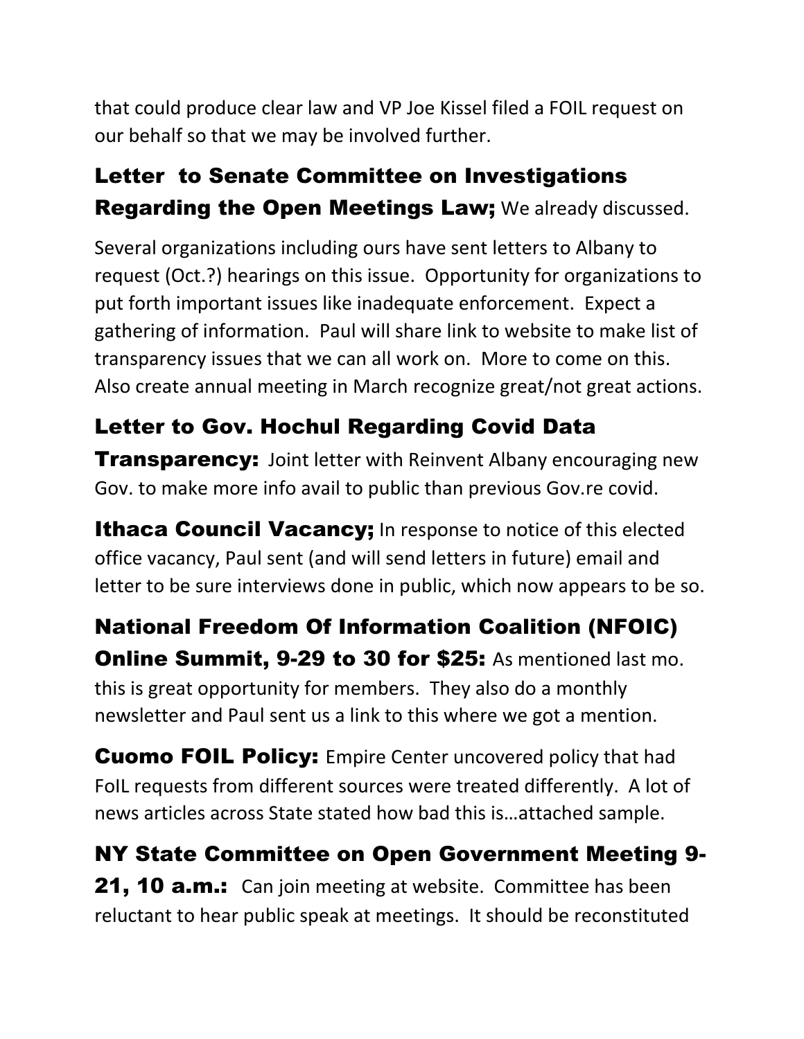that could produce clear law and VP Joe Kissel filed a FOIL request on our behalf so that we may be involved further.

**Letter to Senate Committee on Investigations Regarding the Open Meetings Law;** We already discussed.

Several organizations including ours have sent letters to Albany to request (Oct.?) hearings on this issue. Opportunity for organizations to put forth important issues like inadequate enforcement. Expect a gathering of information. Paul will share link to website to make list of transparency issues that we can all work on. More to come on this. Also create annual meeting in March recognize great/not great actions.

**Letter to Gov. Hochul Regarding Covid Data Transparency:** Joint letter with Reinvent Albany encouraging new Gov. to make more info avail to public than previous Gov.re covid.

**Ithaca Council Vacancy;** In response to notice of this elected office vacancy, Paul sent (and will send letters in future) email and letter to be sure interviews done in public, which now appears to be so.

**National Freedom Of Information Coalition (NFOIC) Online Summit, 9-29 to 30 for $25:** As mentioned last mo. this is great opportunity for members. They also do a monthly newsletter and Paul sent us a link to this where we got a mention.

**Cuomo FOIL Policy:** Empire Center uncovered policy that had FoIL requests from different sources were treated differently. A lot of news articles across State stated how bad this is…attached sample.

**NY State Committee on Open Government Meeting 9-21, 10 a.m.:** Can join meeting at website. Committee has been reluctant to hear public speak at meetings. It should be reconstituted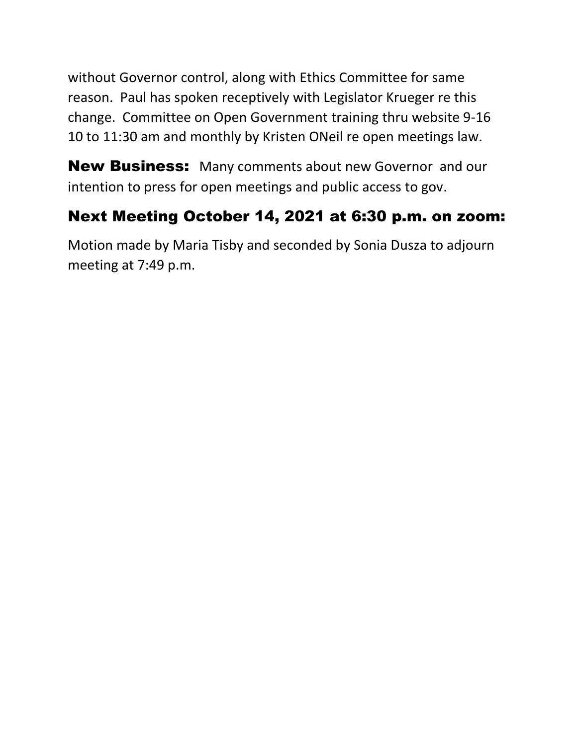without Governor control, along with Ethics Committee for same reason. Paul has spoken receptively with Legislator Krueger re this change. Committee on Open Government training thru website 9-16 10 to 11:30 am and monthly by Kristen ONeil re open meetings law.

**New Business:** Many comments about new Governor and our intention to press for open meetings and public access to gov.

## Next Meeting October 14, 2021 at 6:30 p.m. on zoom:

Motion made by Maria Tisby and seconded by Sonia Dusza to adjourn meeting at 7:49 p.m.